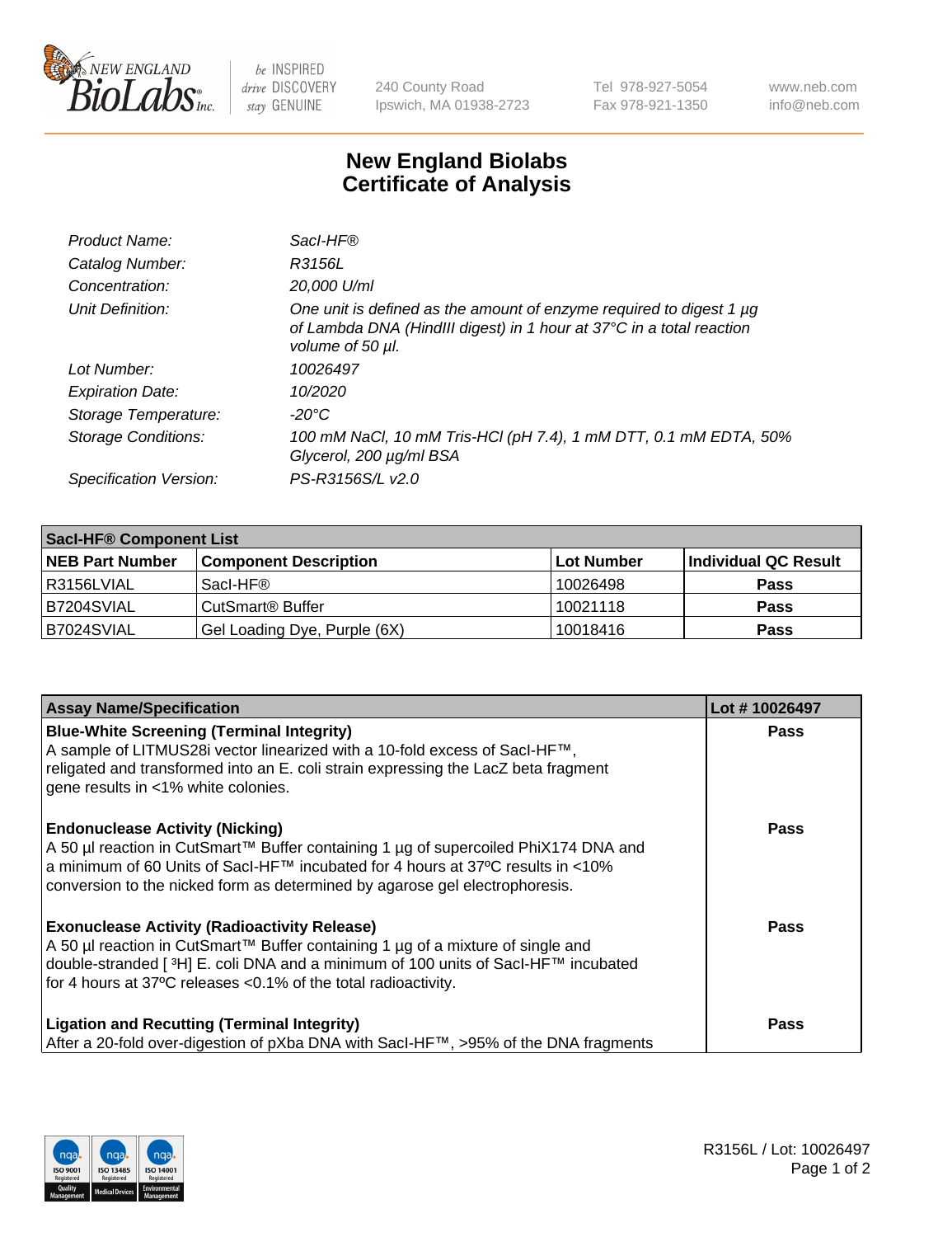New England BioLabs Inc. — be INSPIRED drive DISCOVERY stay GENUINE

240 County Road
Ipswich, MA 01938-2723

Tel 978-927-5054
Fax 978-921-1350

www.neb.com
info@neb.com

# New England Biolabs
# Certificate of Analysis

| | |
|---|---|
| *Product Name:* | *SacI-HF®* |
| *Catalog Number:* | *R3156L* |
| *Concentration:* | *20,000 U/ml* |
| *Unit Definition:* | *One unit is defined as the amount of enzyme required to digest 1 µg of Lambda DNA (HindIII digest) in 1 hour at 37°C in a total reaction volume of 50 µl.* |
| *Lot Number:* | *10026497* |
| *Expiration Date:* | *10/2020* |
| *Storage Temperature:* | *-20°C* |
| *Storage Conditions:* | *100 mM NaCl, 10 mM Tris-HCl (pH 7.4), 1 mM DTT, 0.1 mM EDTA, 50% Glycerol, 200 µg/ml BSA* |
| *Specification Version:* | *PS-R3156S/L v2.0* |

| **SacI-HF® Component List** | | | |
|---|---|---|---|
| **NEB Part Number** | **Component Description** | **Lot Number** | **Individual QC Result** |
| R3156LVIAL | SacI-HF® | 10026498 | **Pass** |
| B7204SVIAL | CutSmart® Buffer | 10021118 | **Pass** |
| B7024SVIAL | Gel Loading Dye, Purple (6X) | 10018416 | **Pass** |

| **Assay Name/Specification** | **Lot # 10026497** |
|---|---|
| **Blue-White Screening (Terminal Integrity)**<br>A sample of LITMUS28i vector linearized with a 10-fold excess of SacI-HF™, religated and transformed into an E. coli strain expressing the LacZ beta fragment gene results in <1% white colonies. | **Pass** |
| **Endonuclease Activity (Nicking)**<br>A 50 µl reaction in CutSmart™ Buffer containing 1 µg of supercoiled PhiX174 DNA and a minimum of 60 Units of SacI-HF™ incubated for 4 hours at 37ºC results in <10% conversion to the nicked form as determined by agarose gel electrophoresis. | **Pass** |
| **Exonuclease Activity (Radioactivity Release)**<br>A 50 µl reaction in CutSmart™ Buffer containing 1 µg of a mixture of single and double-stranded [ $^{3}$H] E. coli DNA and a minimum of 100 units of SacI-HF™ incubated for 4 hours at 37ºC releases <0.1% of the total radioactivity. | **Pass** |
| **Ligation and Recutting (Terminal Integrity)**<br>After a 20-fold over-digestion of pXba DNA with SacI-HF™, >95% of the DNA fragments | **Pass** |

R3156L / Lot: 10026497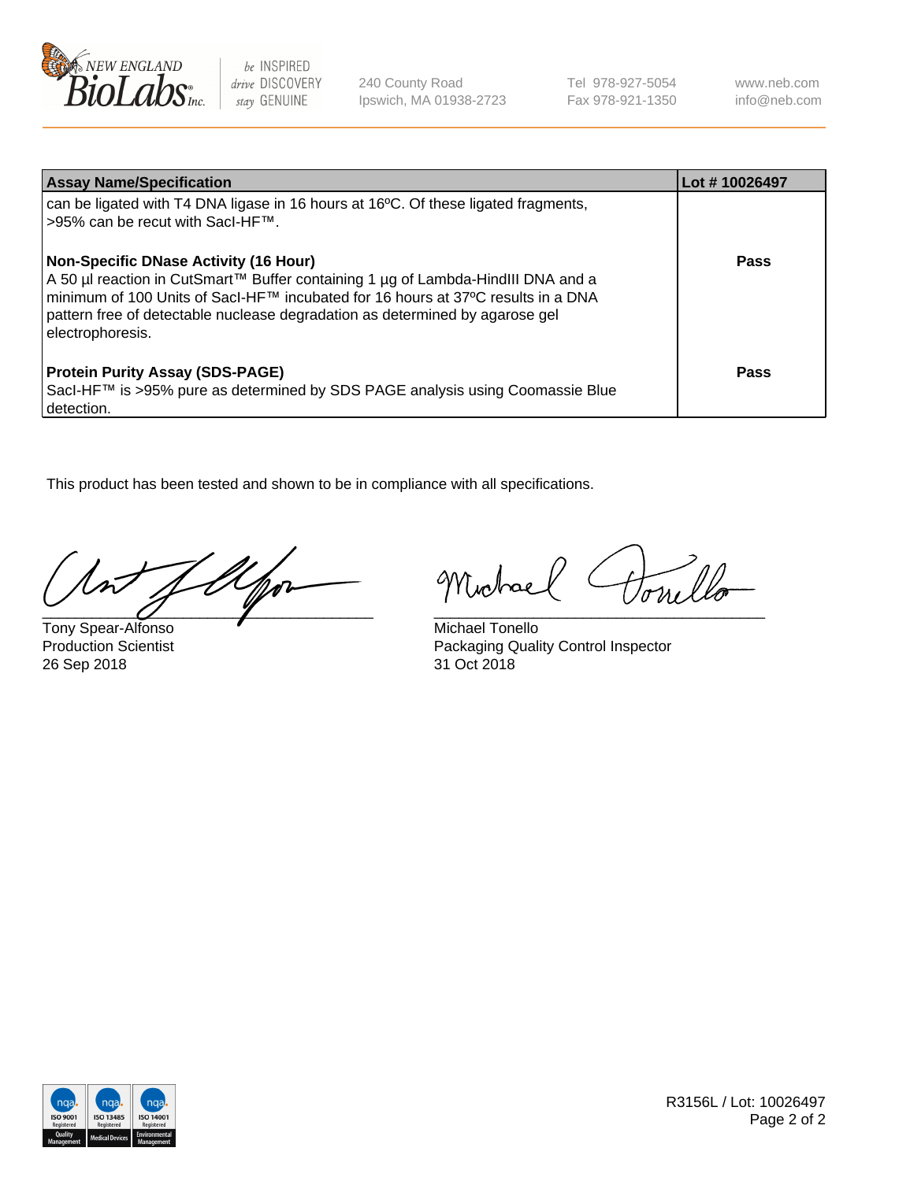| Assay Name/Specification | Lot # 10026497 |
| --- | --- |
| can be ligated with T4 DNA ligase in 16 hours at 16ºC. Of these ligated fragments, >95% can be recut with SacI-HF™. | |
| **Non-Specific DNase Activity (16 Hour)**<br>A 50 µl reaction in CutSmart™ Buffer containing 1 µg of Lambda-HindIII DNA and a minimum of 100 Units of SacI-HF™ incubated for 16 hours at 37ºC results in a DNA pattern free of detectable nuclease degradation as determined by agarose gel electrophoresis. | **Pass** |
| **Protein Purity Assay (SDS-PAGE)**<br>SacI-HF™ is >95% pure as determined by SDS PAGE analysis using Coomassie Blue detection. | **Pass** |

This product has been tested and shown to be in compliance with all specifications.

Tony Spear-Alfonso
Production Scientist
26 Sep 2018

Michael Tonello
Packaging Quality Control Inspector
31 Oct 2018

R3156L / Lot: 10026497